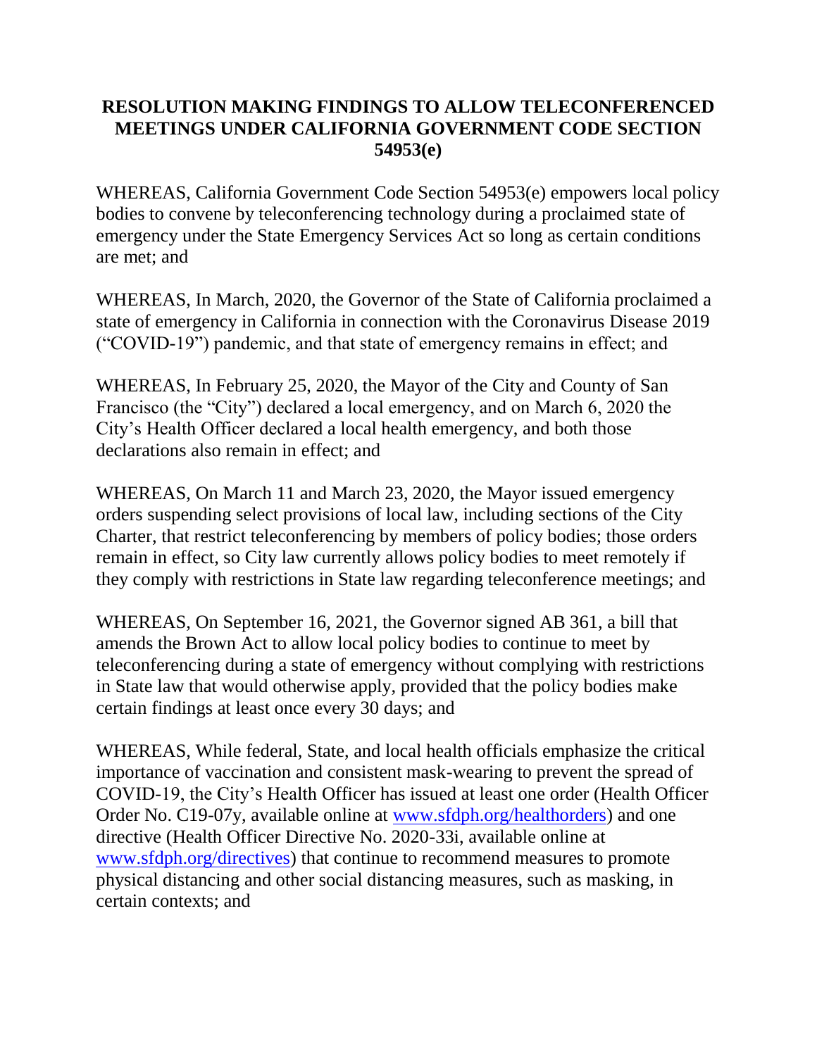# RESOLUTION MAKING FINDINGS TO ALLOW TELECONFERENCED MEETINGS UNDER CALIFORNIA GOVERNMENT CODE SECTION 54953(e)

WHEREAS, California Government Code Section 54953(e) empowers local policy bodies to convene by teleconferencing technology during a proclaimed state of emergency under the State Emergency Services Act so long as certain conditions are met; and

WHEREAS, In March, 2020, the Governor of the State of California proclaimed a state of emergency in California in connection with the Coronavirus Disease 2019 ("COVID-19") pandemic, and that state of emergency remains in effect; and

WHEREAS, In February 25, 2020, the Mayor of the City and County of San Francisco (the "City") declared a local emergency, and on March 6, 2020 the City's Health Officer declared a local health emergency, and both those declarations also remain in effect; and

WHEREAS, On March 11 and March 23, 2020, the Mayor issued emergency orders suspending select provisions of local law, including sections of the City Charter, that restrict teleconferencing by members of policy bodies; those orders remain in effect, so City law currently allows policy bodies to meet remotely if they comply with restrictions in State law regarding teleconference meetings; and

WHEREAS, On September 16, 2021, the Governor signed AB 361, a bill that amends the Brown Act to allow local policy bodies to continue to meet by teleconferencing during a state of emergency without complying with restrictions in State law that would otherwise apply, provided that the policy bodies make certain findings at least once every 30 days; and

WHEREAS, While federal, State, and local health officials emphasize the critical importance of vaccination and consistent mask-wearing to prevent the spread of COVID-19, the City's Health Officer has issued at least one order (Health Officer Order No. C19-07y, available online at [www.sfdph.org/healthorders](http://www.sfdph.org/healthorders)) and one directive (Health Officer Directive No. 2020-33i, available online at [www.sfdph.org/directives](http://www.sfdph.org/directives)) that continue to recommend measures to promote physical distancing and other social distancing measures, such as masking, in certain contexts; and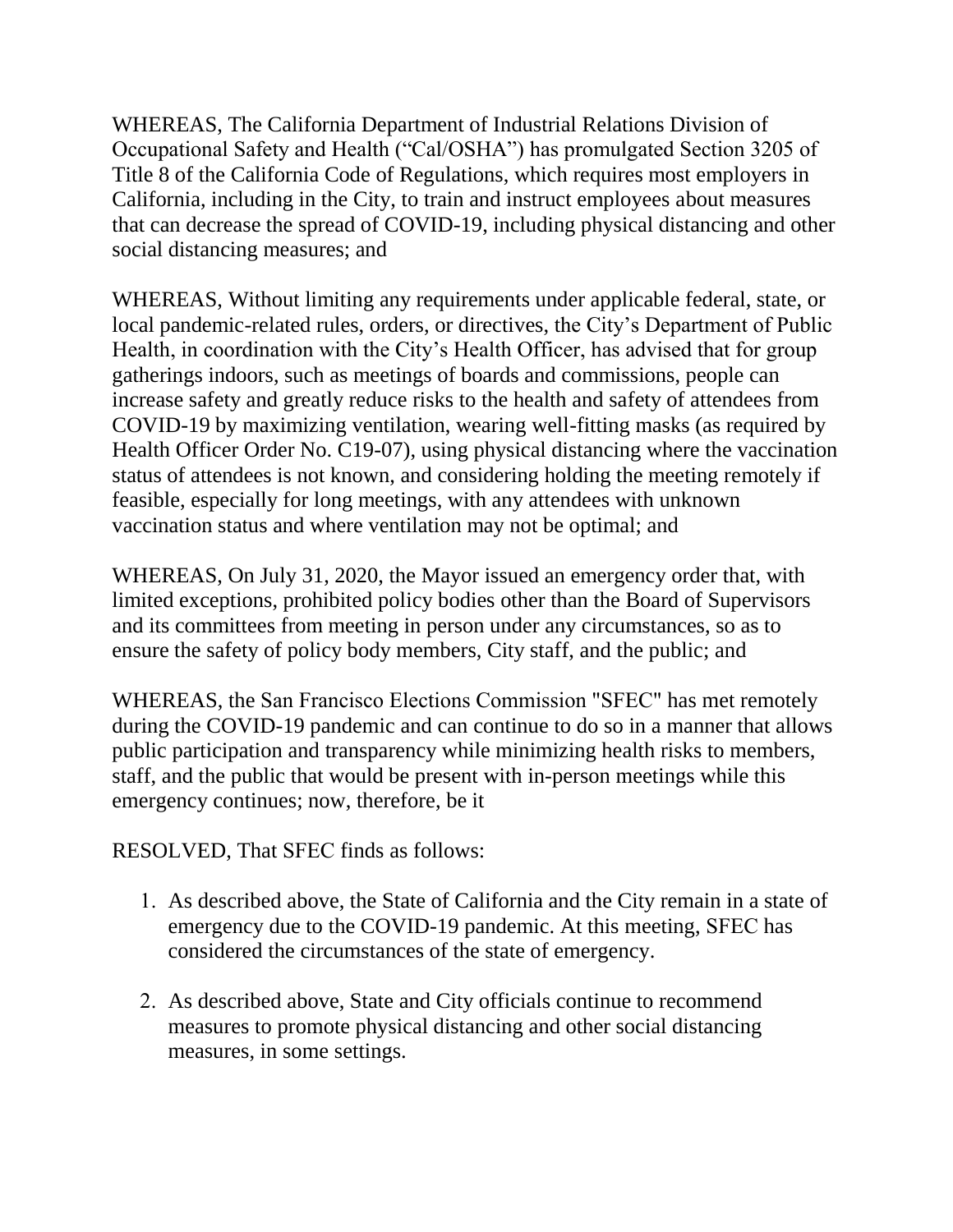WHEREAS, The California Department of Industrial Relations Division of Occupational Safety and Health ("Cal/OSHA") has promulgated Section 3205 of Title 8 of the California Code of Regulations, which requires most employers in California, including in the City, to train and instruct employees about measures that can decrease the spread of COVID-19, including physical distancing and other social distancing measures; and

WHEREAS, Without limiting any requirements under applicable federal, state, or local pandemic-related rules, orders, or directives, the City's Department of Public Health, in coordination with the City's Health Officer, has advised that for group gatherings indoors, such as meetings of boards and commissions, people can increase safety and greatly reduce risks to the health and safety of attendees from COVID-19 by maximizing ventilation, wearing well-fitting masks (as required by Health Officer Order No. C19-07), using physical distancing where the vaccination status of attendees is not known, and considering holding the meeting remotely if feasible, especially for long meetings, with any attendees with unknown vaccination status and where ventilation may not be optimal; and

WHEREAS, On July 31, 2020, the Mayor issued an emergency order that, with limited exceptions, prohibited policy bodies other than the Board of Supervisors and its committees from meeting in person under any circumstances, so as to ensure the safety of policy body members, City staff, and the public; and

WHEREAS, the San Francisco Elections Commission "SFEC" has met remotely during the COVID-19 pandemic and can continue to do so in a manner that allows public participation and transparency while minimizing health risks to members, staff, and the public that would be present with in-person meetings while this emergency continues; now, therefore, be it

RESOLVED, That SFEC finds as follows:

1. As described above, the State of California and the City remain in a state of emergency due to the COVID-19 pandemic. At this meeting, SFEC has considered the circumstances of the state of emergency.

2. As described above, State and City officials continue to recommend measures to promote physical distancing and other social distancing measures, in some settings.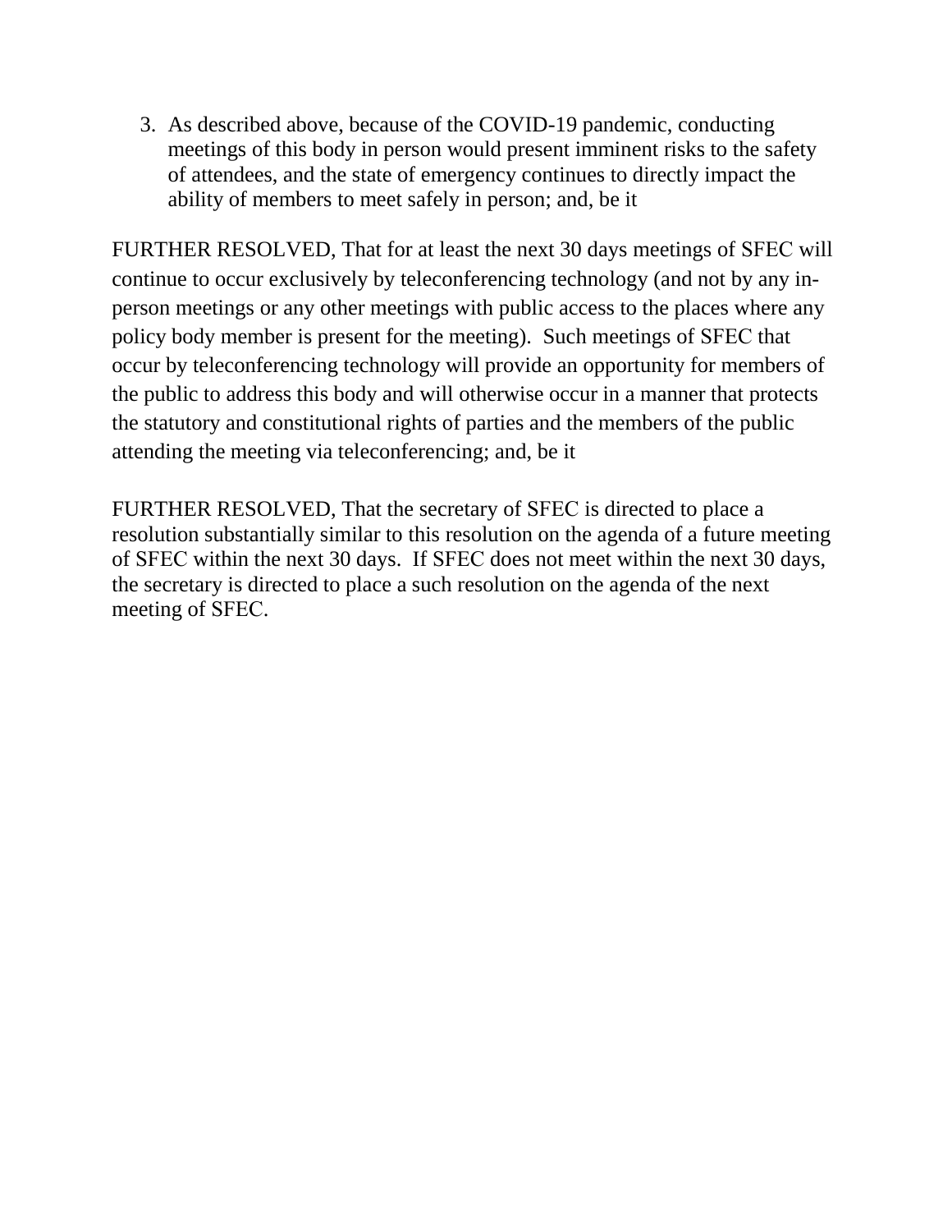3. As described above, because of the COVID-19 pandemic, conducting meetings of this body in person would present imminent risks to the safety of attendees, and the state of emergency continues to directly impact the ability of members to meet safely in person; and, be it

FURTHER RESOLVED, That for at least the next 30 days meetings of SFEC will continue to occur exclusively by teleconferencing technology (and not by any in-person meetings or any other meetings with public access to the places where any policy body member is present for the meeting). Such meetings of SFEC that occur by teleconferencing technology will provide an opportunity for members of the public to address this body and will otherwise occur in a manner that protects the statutory and constitutional rights of parties and the members of the public attending the meeting via teleconferencing; and, be it

FURTHER RESOLVED, That the secretary of SFEC is directed to place a resolution substantially similar to this resolution on the agenda of a future meeting of SFEC within the next 30 days. If SFEC does not meet within the next 30 days, the secretary is directed to place a such resolution on the agenda of the next meeting of SFEC.